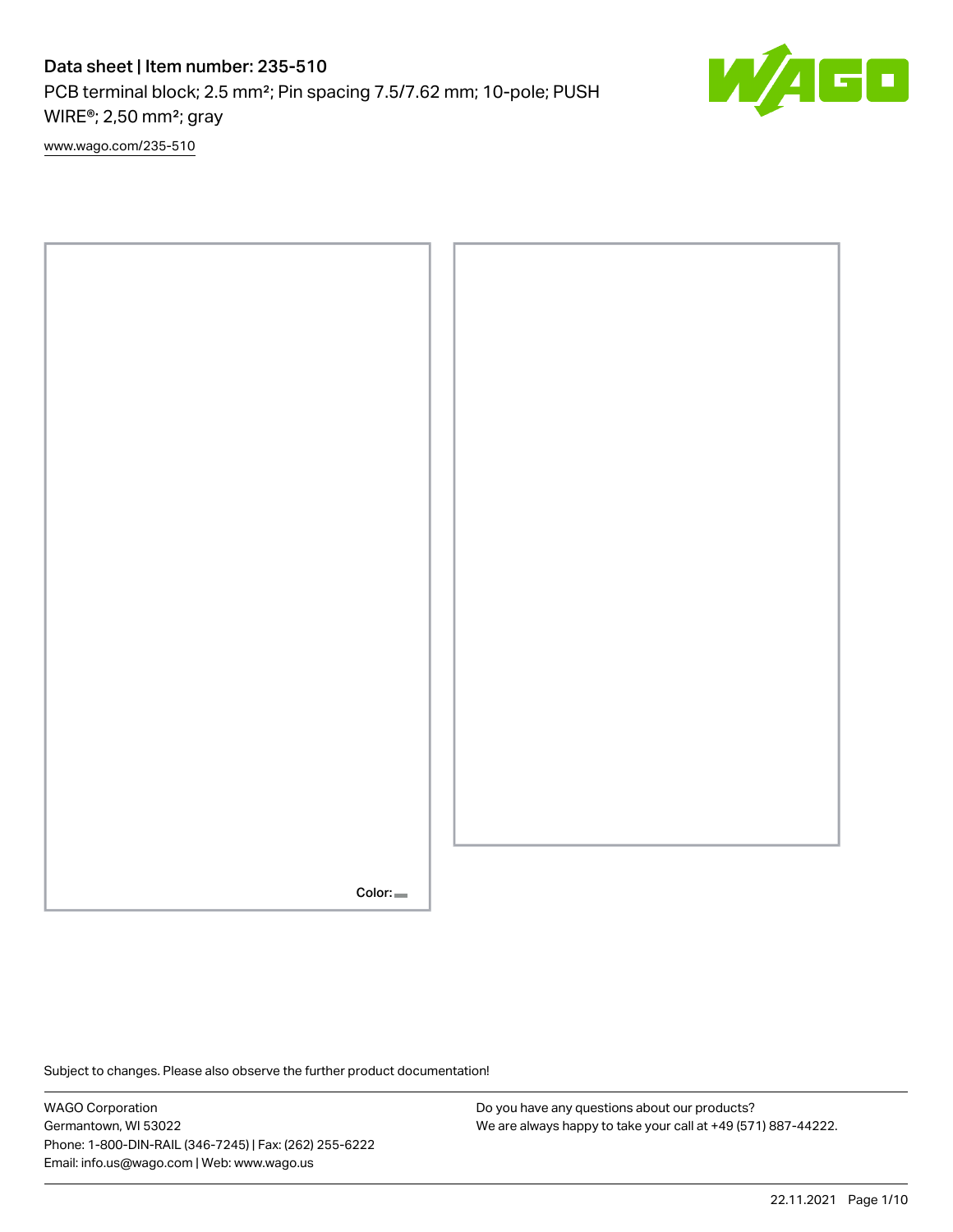# Data sheet | Item number: 235-510

PCB terminal block; 2.5 mm²; Pin spacing 7.5/7.62 mm; 10-pole; PUSH WIRE®; 2,50 mm²; gray

www.wago.com/235-510

Color:

Subject to changes. Please also observe the further product documentation!

WAGO Corporation
Germantown, WI 53022
Phone: 1-800-DIN-RAIL (346-7245) | Fax: (262) 255-6222
Email: info.us@wago.com | Web: www.wago.us

Do you have any questions about our products?
We are always happy to take your call at +49 (571) 887-44222.

22.11.2021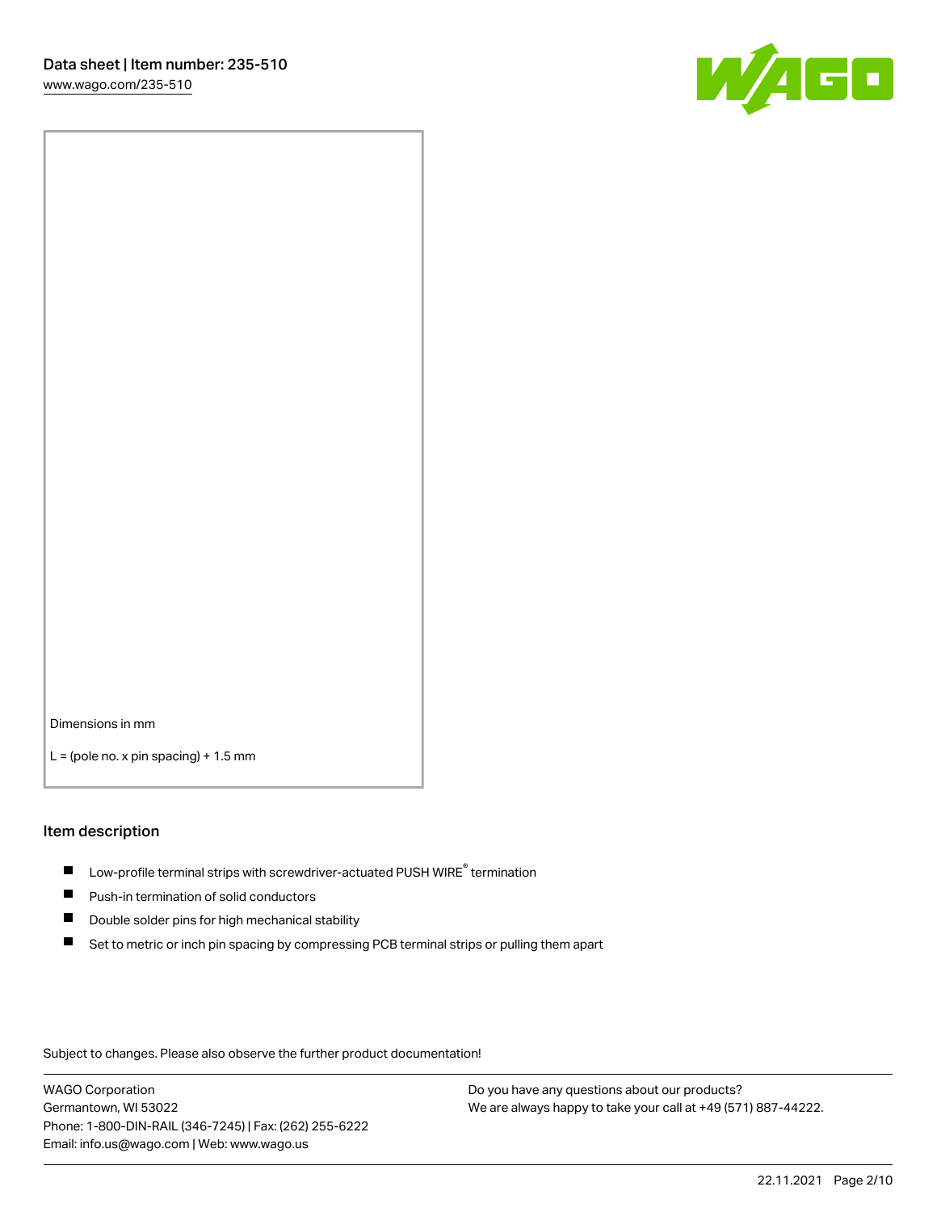Dimensions in mm

L = (pole no. x pin spacing) + 1.5 mm

## Item description

- Low-profile terminal strips with screwdriver-actuated PUSH WIRE® termination
- Push-in termination of solid conductors
- Double solder pins for high mechanical stability
- Set to metric or inch pin spacing by compressing PCB terminal strips or pulling them apart

Subject to changes. Please also observe the further product documentation!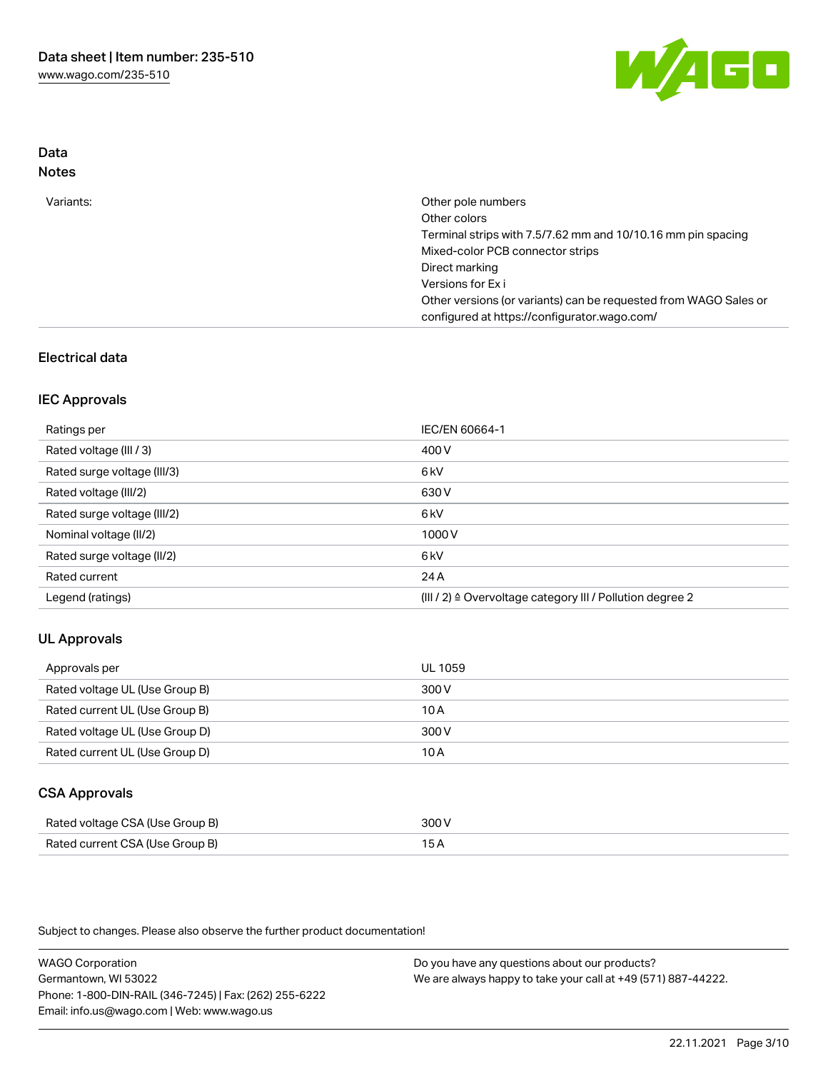## Data
### Notes

| | |
|---|---|
| Variants: | Other pole numbers<br>Other colors<br>Terminal strips with 7.5/7.62 mm and 10/10.16 mm pin spacing<br>Mixed-color PCB connector strips<br>Direct marking<br>Versions for Ex i<br>Other versions (or variants) can be requested from WAGO Sales or configured at https://configurator.wago.com/ |

## Electrical data

### IEC Approvals

| | |
|---|---|
| Ratings per | IEC/EN 60664-1 |
| Rated voltage (III / 3) | 400 V |
| Rated surge voltage (III/3) | 6 kV |
| Rated voltage (III/2) | 630 V |
| Rated surge voltage (III/2) | 6 kV |
| Nominal voltage (II/2) | 1000 V |
| Rated surge voltage (II/2) | 6 kV |
| Rated current | 24 A |
| Legend (ratings) | (III / 2) ≙ Overvoltage category III / Pollution degree 2 |

### UL Approvals

| | |
|---|---|
| Approvals per | UL 1059 |
| Rated voltage UL (Use Group B) | 300 V |
| Rated current UL (Use Group B) | 10 A |
| Rated voltage UL (Use Group D) | 300 V |
| Rated current UL (Use Group D) | 10 A |

### CSA Approvals

| | |
|---|---|
| Rated voltage CSA (Use Group B) | 300 V |
| Rated current CSA (Use Group B) | 15 A |

Subject to changes. Please also observe the further product documentation!

WAGO Corporation
Germantown, WI 53022
Phone: 1-800-DIN-RAIL (346-7245) | Fax: (262) 255-6222
Email: info.us@wago.com | Web: www.wago.us

Do you have any questions about our products?
We are always happy to take your call at +49 (571) 887-44222.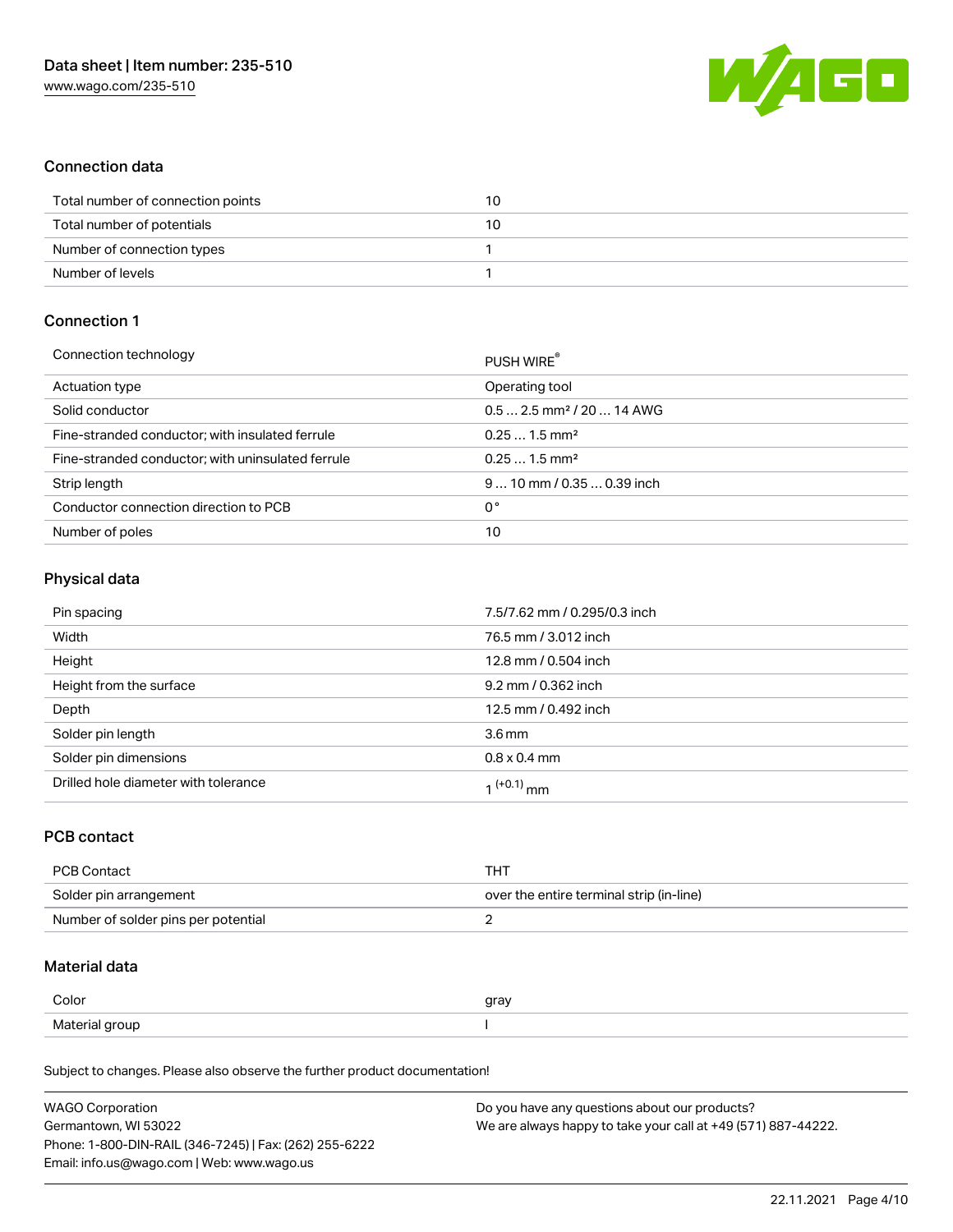## Connection data

| | |
|---|---|
| Total number of connection points | 10 |
| Total number of potentials | 10 |
| Number of connection types | 1 |
| Number of levels | 1 |

## Connection 1

| | |
|---|---|
| Connection technology | PUSH WIRE® |
| Actuation type | Operating tool |
| Solid conductor | 0.5 … 2.5 mm² / 20 … 14 AWG |
| Fine-stranded conductor; with insulated ferrule | 0.25 … 1.5 mm² |
| Fine-stranded conductor; with uninsulated ferrule | 0.25 … 1.5 mm² |
| Strip length | 9 … 10 mm / 0.35 … 0.39 inch |
| Conductor connection direction to PCB | 0 ° |
| Number of poles | 10 |

## Physical data

| | |
|---|---|
| Pin spacing | 7.5/7.62 mm / 0.295/0.3 inch |
| Width | 76.5 mm / 3.012 inch |
| Height | 12.8 mm / 0.504 inch |
| Height from the surface | 9.2 mm / 0.362 inch |
| Depth | 12.5 mm / 0.492 inch |
| Solder pin length | 3.6 mm |
| Solder pin dimensions | 0.8 x 0.4 mm |
| Drilled hole diameter with tolerance | $1^{(+0.1)}$ mm |

## PCB contact

| | |
|---|---|
| PCB Contact | THT |
| Solder pin arrangement | over the entire terminal strip (in-line) |
| Number of solder pins per potential | 2 |

## Material data

| | |
|---|---|
| Color | gray |
| Material group | I |

Subject to changes. Please also observe the further product documentation!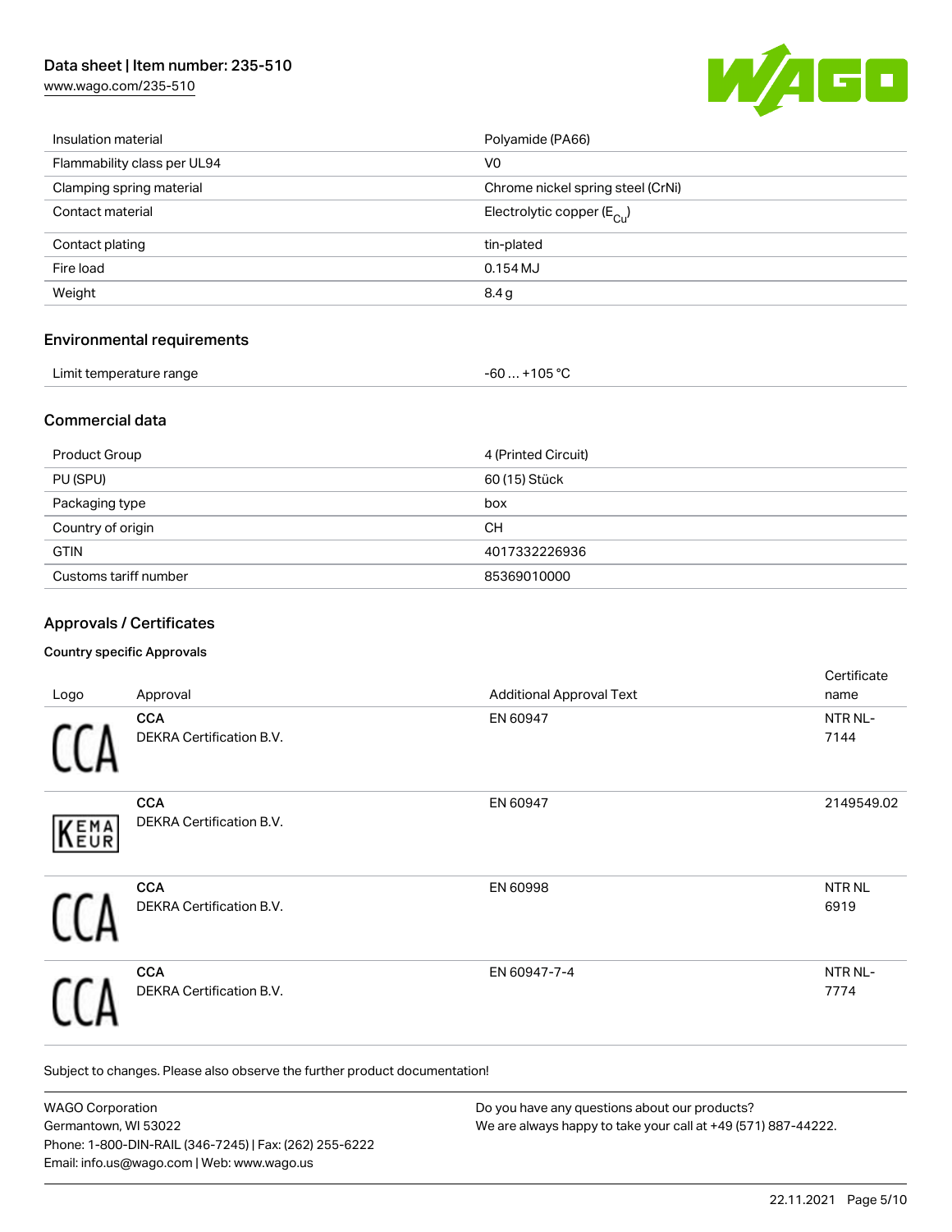| Insulation material | Polyamide (PA66) |
| --- | --- |
| Flammability class per UL94 | V0 |
| Clamping spring material | Chrome nickel spring steel (CrNi) |
| Contact material | Electrolytic copper ($E_{Cu}$) |
| Contact plating | tin-plated |
| Fire load | 0.154 MJ |
| Weight | 8.4 g |

## Environmental requirements

| Limit temperature range | -60 … +105 °C |
| --- | --- |

## Commercial data

| Product Group | 4 (Printed Circuit) |
| --- | --- |
| PU (SPU) | 60 (15) Stück |
| Packaging type | box |
| Country of origin | CH |
| GTIN | 4017332226936 |
| Customs tariff number | 85369010000 |

## Approvals / Certificates

### Country specific Approvals

| Logo | Approval | Additional Approval Text | Certificate name |
| --- | --- | --- | --- |
| CCA | **CCA** DEKRA Certification B.V. | EN 60947 | NTR NL-7144 |
| KEMA EUR | **CCA** DEKRA Certification B.V. | EN 60947 | 2149549.02 |
| CCA | **CCA** DEKRA Certification B.V. | EN 60998 | NTR NL 6919 |
| CCA | **CCA** DEKRA Certification B.V. | EN 60947-7-4 | NTR NL-7774 |

Subject to changes. Please also observe the further product documentation!

WAGO Corporation
Germantown, WI 53022
Phone: 1-800-DIN-RAIL (346-7245) | Fax: (262) 255-6222
Email: info.us@wago.com | Web: www.wago.us

Do you have any questions about our products?
We are always happy to take your call at +49 (571) 887-44222.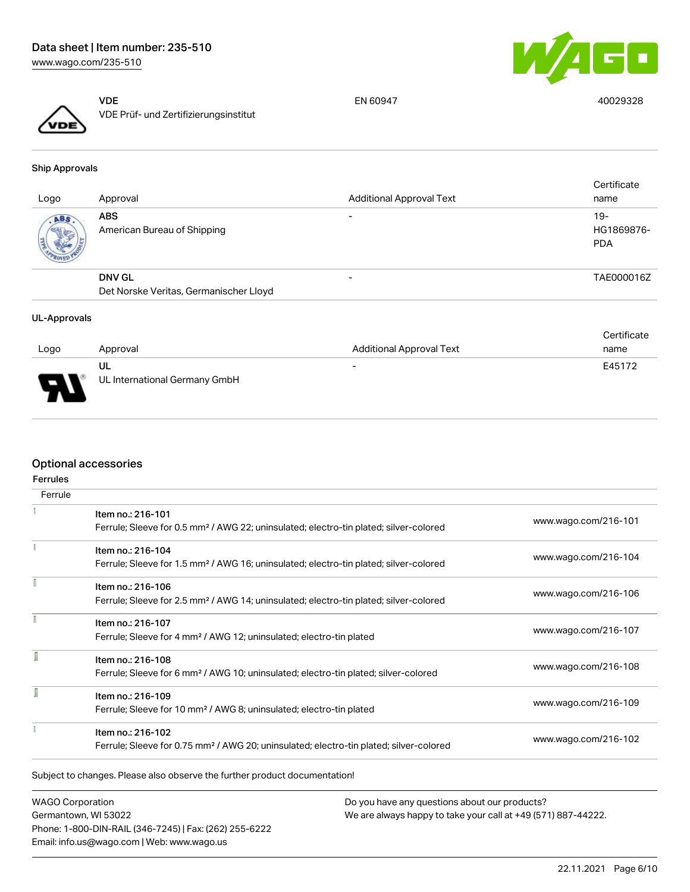| Logo | Approval | Additional Approval Text | Certificate name |
|---|---|---|---|
| | **VDE** VDE Prüf- und Zertifizierungsinstitut | EN 60947 | 40029328 |

### Ship Approvals

| Logo | Approval | Additional Approval Text | Certificate name |
|---|---|---|---|
| | **ABS** American Bureau of Shipping | - | 19-HG1869876-PDA |
| | **DNV GL** Det Norske Veritas, Germanischer Lloyd | - | TAE000016Z |

### UL-Approvals

| Logo | Approval | Additional Approval Text | Certificate name |
|---|---|---|---|
| | **UL** UL International Germany GmbH | - | E45172 |

## Optional accessories

### Ferrules

| Ferrule | | |
|---|---|---|
| | Item no.: 216-101<br>Ferrule; Sleeve for 0.5 mm² / AWG 22; uninsulated; electro-tin plated; silver-colored | www.wago.com/216-101 |
| | Item no.: 216-104<br>Ferrule; Sleeve for 1.5 mm² / AWG 16; uninsulated; electro-tin plated; silver-colored | www.wago.com/216-104 |
| | Item no.: 216-106<br>Ferrule; Sleeve for 2.5 mm² / AWG 14; uninsulated; electro-tin plated; silver-colored | www.wago.com/216-106 |
| | Item no.: 216-107<br>Ferrule; Sleeve for 4 mm² / AWG 12; uninsulated; electro-tin plated | www.wago.com/216-107 |
| | Item no.: 216-108<br>Ferrule; Sleeve for 6 mm² / AWG 10; uninsulated; electro-tin plated; silver-colored | www.wago.com/216-108 |
| | Item no.: 216-109<br>Ferrule; Sleeve for 10 mm² / AWG 8; uninsulated; electro-tin plated | www.wago.com/216-109 |
| | Item no.: 216-102<br>Ferrule; Sleeve for 0.75 mm² / AWG 20; uninsulated; electro-tin plated; silver-colored | www.wago.com/216-102 |

Subject to changes. Please also observe the further product documentation!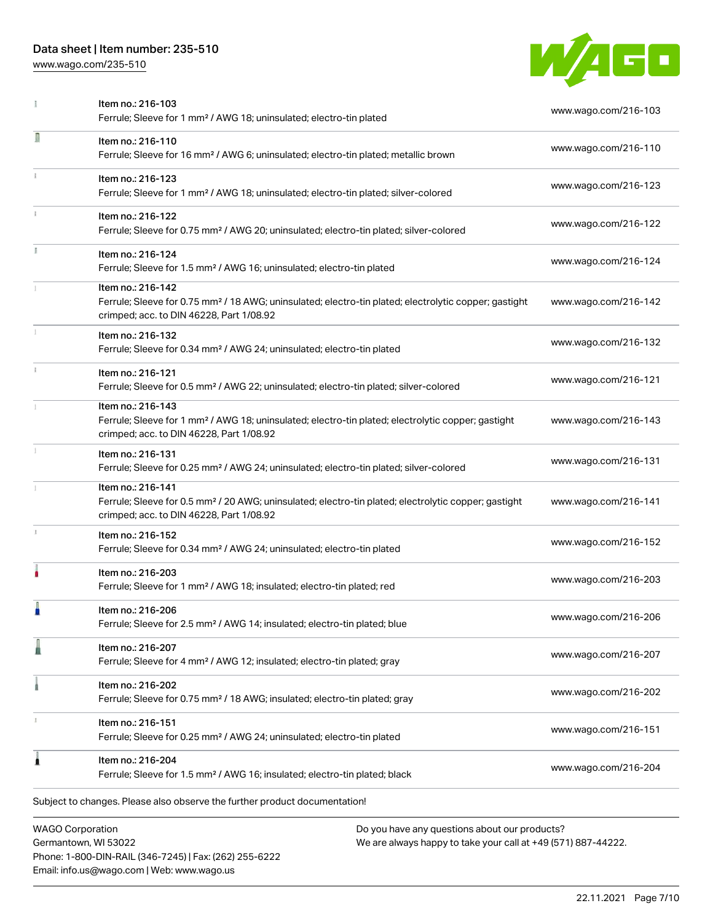| Item | Description | Link |
| --- | --- | --- |
| Item no.: 216-103 | Ferrule; Sleeve for 1 mm² / AWG 18; uninsulated; electro-tin plated | www.wago.com/216-103 |
| Item no.: 216-110 | Ferrule; Sleeve for 16 mm² / AWG 6; uninsulated; electro-tin plated; metallic brown | www.wago.com/216-110 |
| Item no.: 216-123 | Ferrule; Sleeve for 1 mm² / AWG 18; uninsulated; electro-tin plated; silver-colored | www.wago.com/216-123 |
| Item no.: 216-122 | Ferrule; Sleeve for 0.75 mm² / AWG 20; uninsulated; electro-tin plated; silver-colored | www.wago.com/216-122 |
| Item no.: 216-124 | Ferrule; Sleeve for 1.5 mm² / AWG 16; uninsulated; electro-tin plated | www.wago.com/216-124 |
| Item no.: 216-142 | Ferrule; Sleeve for 0.75 mm² / 18 AWG; uninsulated; electro-tin plated; electrolytic copper; gastight crimped; acc. to DIN 46228, Part 1/08.92 | www.wago.com/216-142 |
| Item no.: 216-132 | Ferrule; Sleeve for 0.34 mm² / AWG 24; uninsulated; electro-tin plated | www.wago.com/216-132 |
| Item no.: 216-121 | Ferrule; Sleeve for 0.5 mm² / AWG 22; uninsulated; electro-tin plated; silver-colored | www.wago.com/216-121 |
| Item no.: 216-143 | Ferrule; Sleeve for 1 mm² / AWG 18; uninsulated; electro-tin plated; electrolytic copper; gastight crimped; acc. to DIN 46228, Part 1/08.92 | www.wago.com/216-143 |
| Item no.: 216-131 | Ferrule; Sleeve for 0.25 mm² / AWG 24; uninsulated; electro-tin plated; silver-colored | www.wago.com/216-131 |
| Item no.: 216-141 | Ferrule; Sleeve for 0.5 mm² / 20 AWG; uninsulated; electro-tin plated; electrolytic copper; gastight crimped; acc. to DIN 46228, Part 1/08.92 | www.wago.com/216-141 |
| Item no.: 216-152 | Ferrule; Sleeve for 0.34 mm² / AWG 24; uninsulated; electro-tin plated | www.wago.com/216-152 |
| Item no.: 216-203 | Ferrule; Sleeve for 1 mm² / AWG 18; insulated; electro-tin plated; red | www.wago.com/216-203 |
| Item no.: 216-206 | Ferrule; Sleeve for 2.5 mm² / AWG 14; insulated; electro-tin plated; blue | www.wago.com/216-206 |
| Item no.: 216-207 | Ferrule; Sleeve for 4 mm² / AWG 12; insulated; electro-tin plated; gray | www.wago.com/216-207 |
| Item no.: 216-202 | Ferrule; Sleeve for 0.75 mm² / 18 AWG; insulated; electro-tin plated; gray | www.wago.com/216-202 |
| Item no.: 216-151 | Ferrule; Sleeve for 0.25 mm² / AWG 24; uninsulated; electro-tin plated | www.wago.com/216-151 |
| Item no.: 216-204 | Ferrule; Sleeve for 1.5 mm² / AWG 16; insulated; electro-tin plated; black | www.wago.com/216-204 |

Subject to changes. Please also observe the further product documentation!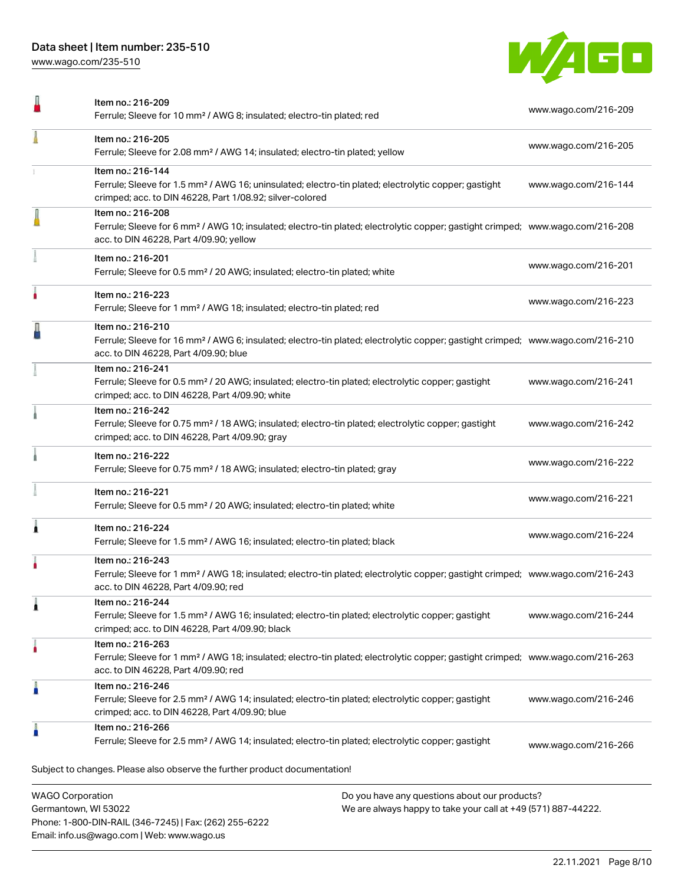| Item | Link |
|---|---|
| Item no.: 216-209<br>Ferrule; Sleeve for 10 mm² / AWG 8; insulated; electro-tin plated; red | www.wago.com/216-209 |
| Item no.: 216-205<br>Ferrule; Sleeve for 2.08 mm² / AWG 14; insulated; electro-tin plated; yellow | www.wago.com/216-205 |
| Item no.: 216-144<br>Ferrule; Sleeve for 1.5 mm² / AWG 16; uninsulated; electro-tin plated; electrolytic copper; gastight crimped; acc. to DIN 46228, Part 1/08.92; silver-colored | www.wago.com/216-144 |
| Item no.: 216-208<br>Ferrule; Sleeve for 6 mm² / AWG 10; insulated; electro-tin plated; electrolytic copper; gastight crimped; acc. to DIN 46228, Part 4/09.90; yellow | www.wago.com/216-208 |
| Item no.: 216-201<br>Ferrule; Sleeve for 0.5 mm² / 20 AWG; insulated; electro-tin plated; white | www.wago.com/216-201 |
| Item no.: 216-223<br>Ferrule; Sleeve for 1 mm² / AWG 18; insulated; electro-tin plated; red | www.wago.com/216-223 |
| Item no.: 216-210<br>Ferrule; Sleeve for 16 mm² / AWG 6; insulated; electro-tin plated; electrolytic copper; gastight crimped; acc. to DIN 46228, Part 4/09.90; blue | www.wago.com/216-210 |
| Item no.: 216-241<br>Ferrule; Sleeve for 0.5 mm² / 20 AWG; insulated; electro-tin plated; electrolytic copper; gastight crimped; acc. to DIN 46228, Part 4/09.90; white | www.wago.com/216-241 |
| Item no.: 216-242<br>Ferrule; Sleeve for 0.75 mm² / 18 AWG; insulated; electro-tin plated; electrolytic copper; gastight crimped; acc. to DIN 46228, Part 4/09.90; gray | www.wago.com/216-242 |
| Item no.: 216-222<br>Ferrule; Sleeve for 0.75 mm² / 18 AWG; insulated; electro-tin plated; gray | www.wago.com/216-222 |
| Item no.: 216-221<br>Ferrule; Sleeve for 0.5 mm² / 20 AWG; insulated; electro-tin plated; white | www.wago.com/216-221 |
| Item no.: 216-224<br>Ferrule; Sleeve for 1.5 mm² / AWG 16; insulated; electro-tin plated; black | www.wago.com/216-224 |
| Item no.: 216-243<br>Ferrule; Sleeve for 1 mm² / AWG 18; insulated; electro-tin plated; electrolytic copper; gastight crimped; acc. to DIN 46228, Part 4/09.90; red | www.wago.com/216-243 |
| Item no.: 216-244<br>Ferrule; Sleeve for 1.5 mm² / AWG 16; insulated; electro-tin plated; electrolytic copper; gastight crimped; acc. to DIN 46228, Part 4/09.90; black | www.wago.com/216-244 |
| Item no.: 216-263<br>Ferrule; Sleeve for 1 mm² / AWG 18; insulated; electro-tin plated; electrolytic copper; gastight crimped; acc. to DIN 46228, Part 4/09.90; red | www.wago.com/216-263 |
| Item no.: 216-246<br>Ferrule; Sleeve for 2.5 mm² / AWG 14; insulated; electro-tin plated; electrolytic copper; gastight crimped; acc. to DIN 46228, Part 4/09.90; blue | www.wago.com/216-246 |
| Item no.: 216-266<br>Ferrule; Sleeve for 2.5 mm² / AWG 14; insulated; electro-tin plated; electrolytic copper; gastight | www.wago.com/216-266 |

Subject to changes. Please also observe the further product documentation!

WAGO Corporation
Germantown, WI 53022
Phone: 1-800-DIN-RAIL (346-7245) | Fax: (262) 255-6222
Email: info.us@wago.com | Web: www.wago.us

Do you have any questions about our products?
We are always happy to take your call at +49 (571) 887-44222.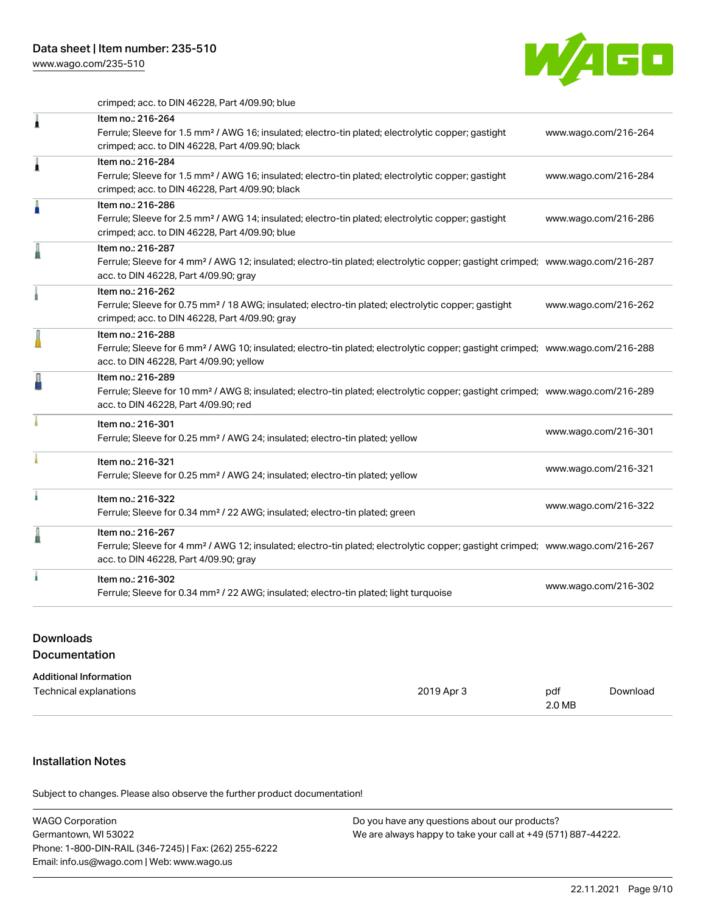crimped; acc. to DIN 46228, Part 4/09.90; blue

| | | |
|---|---|---|
| | Item no.: 216-264<br>Ferrule; Sleeve for 1.5 mm² / AWG 16; insulated; electro-tin plated; electrolytic copper; gastight crimped; acc. to DIN 46228, Part 4/09.90; black | www.wago.com/216-264 |
| | Item no.: 216-284<br>Ferrule; Sleeve for 1.5 mm² / AWG 16; insulated; electro-tin plated; electrolytic copper; gastight crimped; acc. to DIN 46228, Part 4/09.90; black | www.wago.com/216-284 |
| | Item no.: 216-286<br>Ferrule; Sleeve for 2.5 mm² / AWG 14; insulated; electro-tin plated; electrolytic copper; gastight crimped; acc. to DIN 46228, Part 4/09.90; blue | www.wago.com/216-286 |
| | Item no.: 216-287<br>Ferrule; Sleeve for 4 mm² / AWG 12; insulated; electro-tin plated; electrolytic copper; gastight crimped; acc. to DIN 46228, Part 4/09.90; gray | www.wago.com/216-287 |
| | Item no.: 216-262<br>Ferrule; Sleeve for 0.75 mm² / 18 AWG; insulated; electro-tin plated; electrolytic copper; gastight crimped; acc. to DIN 46228, Part 4/09.90; gray | www.wago.com/216-262 |
| | Item no.: 216-288<br>Ferrule; Sleeve for 6 mm² / AWG 10; insulated; electro-tin plated; electrolytic copper; gastight crimped; acc. to DIN 46228, Part 4/09.90; yellow | www.wago.com/216-288 |
| | Item no.: 216-289<br>Ferrule; Sleeve for 10 mm² / AWG 8; insulated; electro-tin plated; electrolytic copper; gastight crimped; acc. to DIN 46228, Part 4/09.90; red | www.wago.com/216-289 |
| | Item no.: 216-301<br>Ferrule; Sleeve for 0.25 mm² / AWG 24; insulated; electro-tin plated; yellow | www.wago.com/216-301 |
| | Item no.: 216-321<br>Ferrule; Sleeve for 0.25 mm² / AWG 24; insulated; electro-tin plated; yellow | www.wago.com/216-321 |
| | Item no.: 216-322<br>Ferrule; Sleeve for 0.34 mm² / 22 AWG; insulated; electro-tin plated; green | www.wago.com/216-322 |
| | Item no.: 216-267<br>Ferrule; Sleeve for 4 mm² / AWG 12; insulated; electro-tin plated; electrolytic copper; gastight crimped; acc. to DIN 46228, Part 4/09.90; gray | www.wago.com/216-267 |
| | Item no.: 216-302<br>Ferrule; Sleeve for 0.34 mm² / 22 AWG; insulated; electro-tin plated; light turquoise | www.wago.com/216-302 |

## Downloads

### Documentation

**Additional Information**

| | | | |
|---|---|---|---|
| Technical explanations | 2019 Apr 3 | pdf<br>2.0 MB | Download |

## Installation Notes

Subject to changes. Please also observe the further product documentation!

WAGO Corporation
Germantown, WI 53022
Phone: 1-800-DIN-RAIL (346-7245) | Fax: (262) 255-6222
Email: info.us@wago.com | Web: www.wago.us

Do you have any questions about our products?
We are always happy to take your call at +49 (571) 887-44222.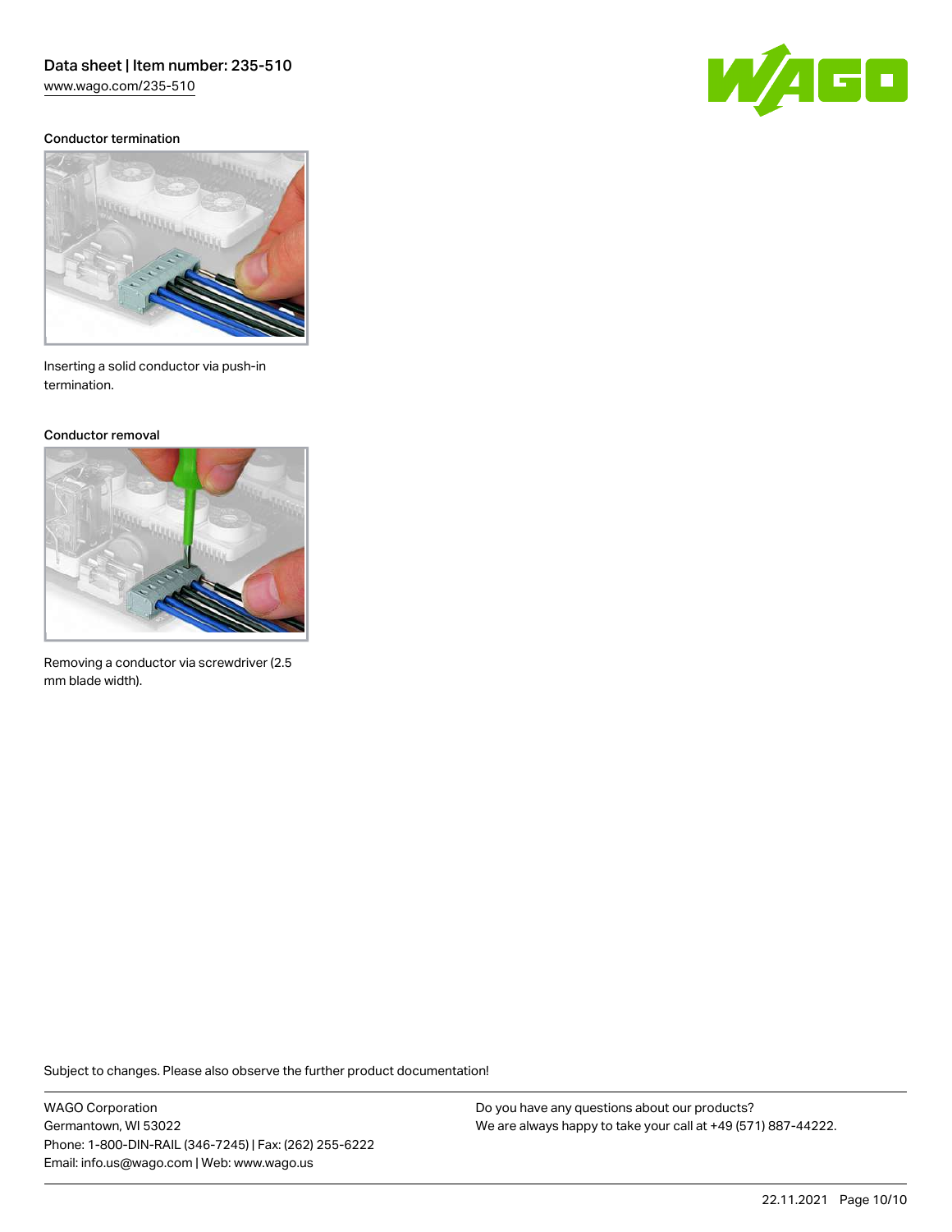Conductor termination

Inserting a solid conductor via push-in termination.

Conductor removal

Removing a conductor via screwdriver (2.5 mm blade width).

Subject to changes. Please also observe the further product documentation!

WAGO Corporation
Germantown, WI 53022
Phone: 1-800-DIN-RAIL (346-7245) | Fax: (262) 255-6222
Email: info.us@wago.com | Web: www.wago.us

Do you have any questions about our products?
We are always happy to take your call at +49 (571) 887-44222.